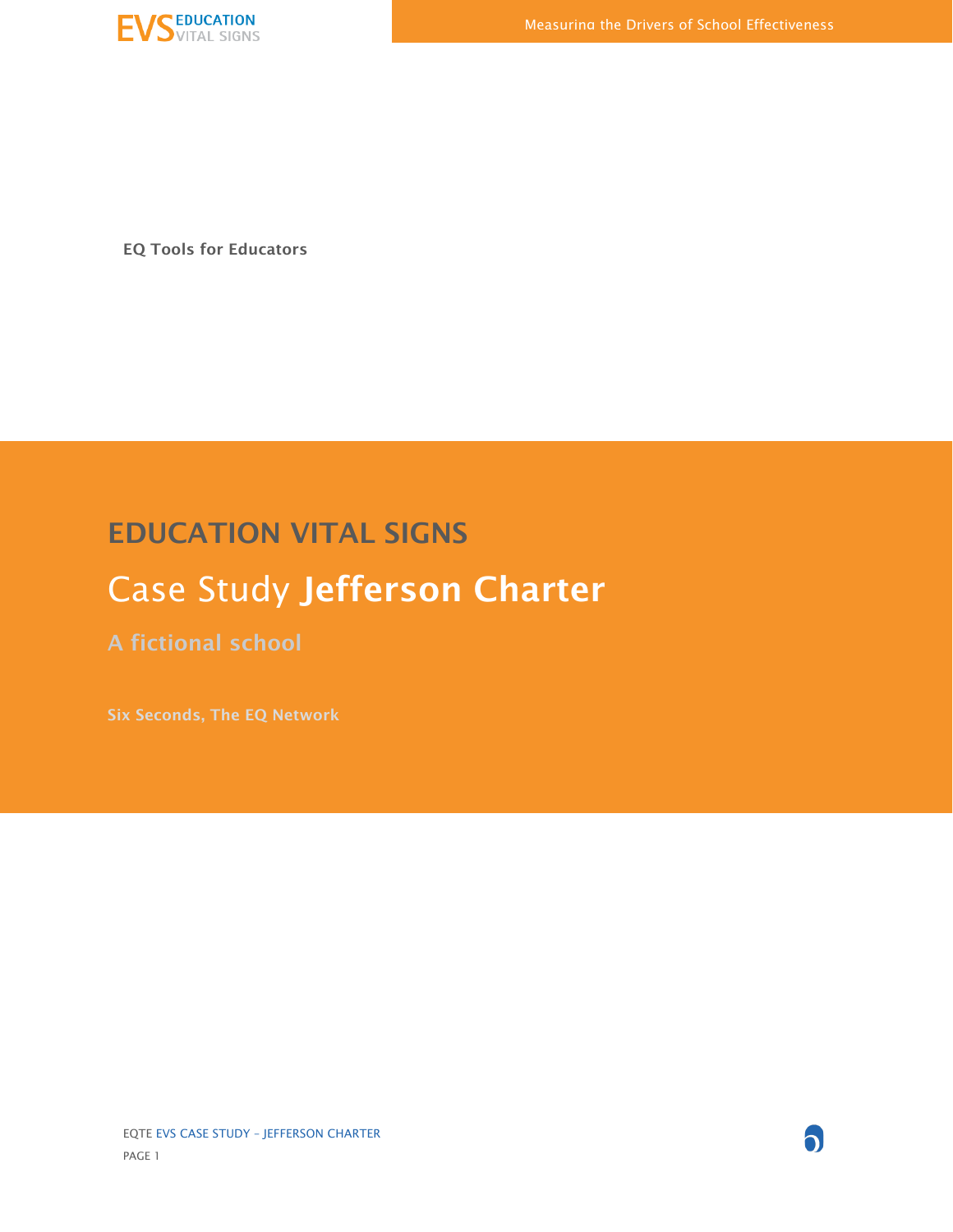EQ Tools for Educators

# EDUCATION VITAL SIGNS

## Case Study **Jefferson Charter**

### A fictional school

Six Seconds, The EQ Network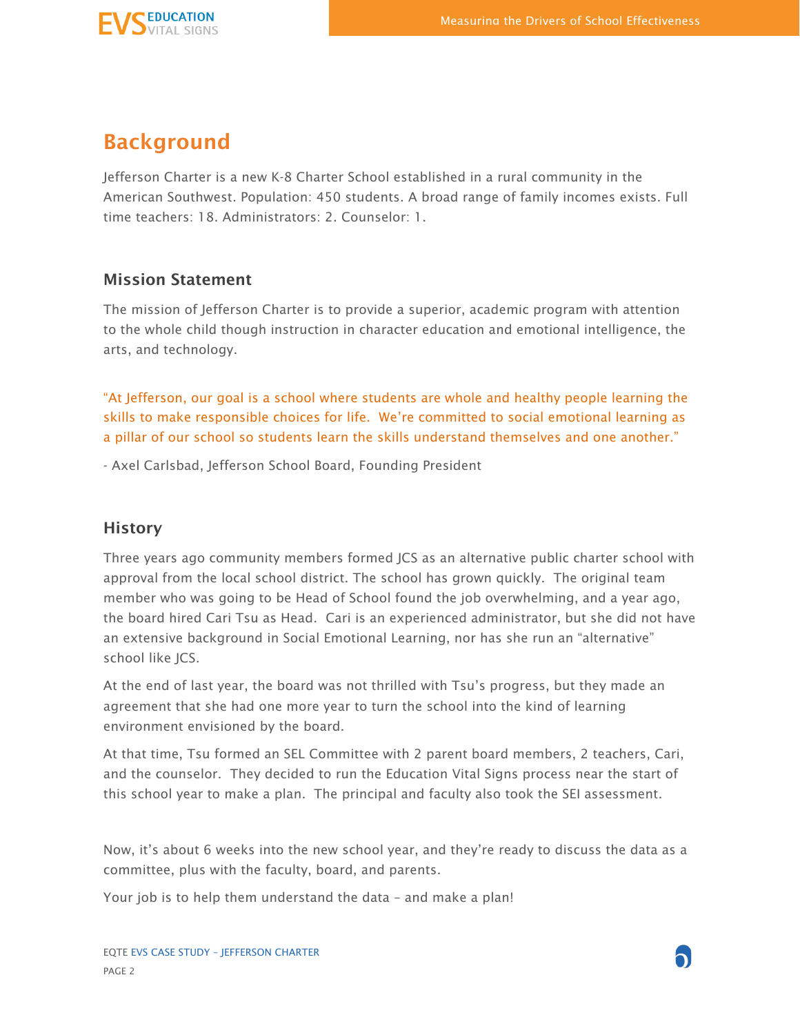# Background

Jefferson Charter is a new K-8 Charter School established in a rural community in the American Southwest. Population: 450 students. A broad range of family incomes exists. Full time teachers: 18. Administrators: 2. Counselor: 1.

## Mission Statement

The mission of Jefferson Charter is to provide a superior, academic program with attention to the whole child though instruction in character education and emotional intelligence, the arts, and technology.

"At Jefferson, our goal is a school where students are whole and healthy people learning the skills to make responsible choices for life. We're committed to social emotional learning as a pillar of our school so students learn the skills understand themselves and one another."

- Axel Carlsbad, Jefferson School Board, Founding President

## History

Three years ago community members formed JCS as an alternative public charter school with approval from the local school district. The school has grown quickly. The original team member who was going to be Head of School found the job overwhelming, and a year ago, the board hired Cari Tsu as Head. Cari is an experienced administrator, but she did not have an extensive background in Social Emotional Learning, nor has she run an "alternative" school like JCS.

At the end of last year, the board was not thrilled with Tsu's progress, but they made an agreement that she had one more year to turn the school into the kind of learning environment envisioned by the board.

At that time, Tsu formed an SEL Committee with 2 parent board members, 2 teachers, Cari, and the counselor. They decided to run the Education Vital Signs process near the start of this school year to make a plan. The principal and faculty also took the SEI assessment.

Now, it's about 6 weeks into the new school year, and they're ready to discuss the data as a committee, plus with the faculty, board, and parents.

Your job is to help them understand the data – and make a plan!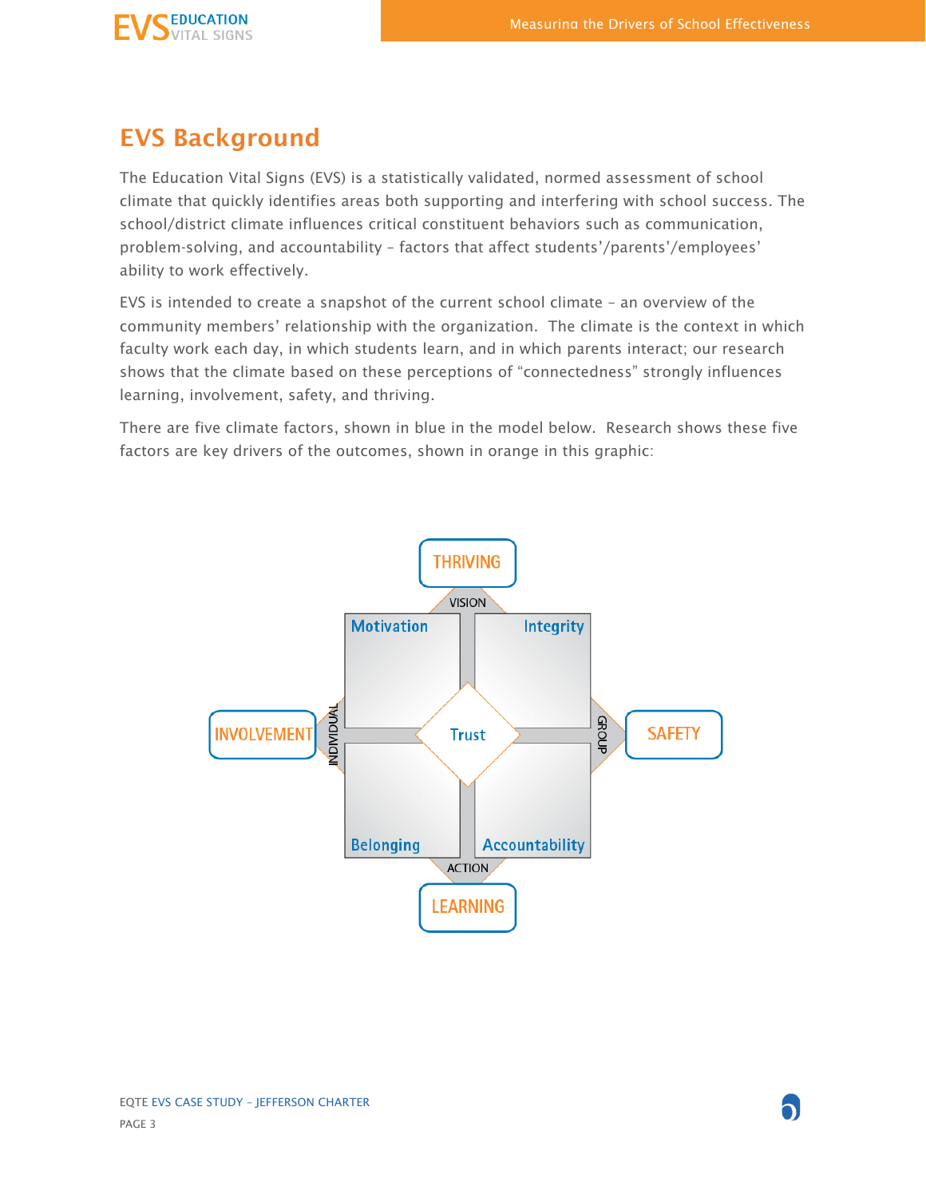## EVS Background

The Education Vital Signs (EVS) is a statistically validated, normed assessment of school climate that quickly identifies areas both supporting and interfering with school success. The school/district climate influences critical constituent behaviors such as communication, problem-solving, and accountability – factors that affect students'/parents'/employees' ability to work effectively.

EVS is intended to create a snapshot of the current school climate – an overview of the community members' relationship with the organization. The climate is the context in which faculty work each day, in which students learn, and in which parents interact; our research shows that the climate based on these perceptions of "connectedness" strongly influences learning, involvement, safety, and thriving.

There are five climate factors, shown in blue in the model below. Research shows these five factors are key drivers of the outcomes, shown in orange in this graphic:

THRIVING

VISION

Motivation | Integrity

INVOLVEMENT | INDIVIDUAL | Trust | GROUP | SAFETY

Belonging | Accountability

ACTION

LEARNING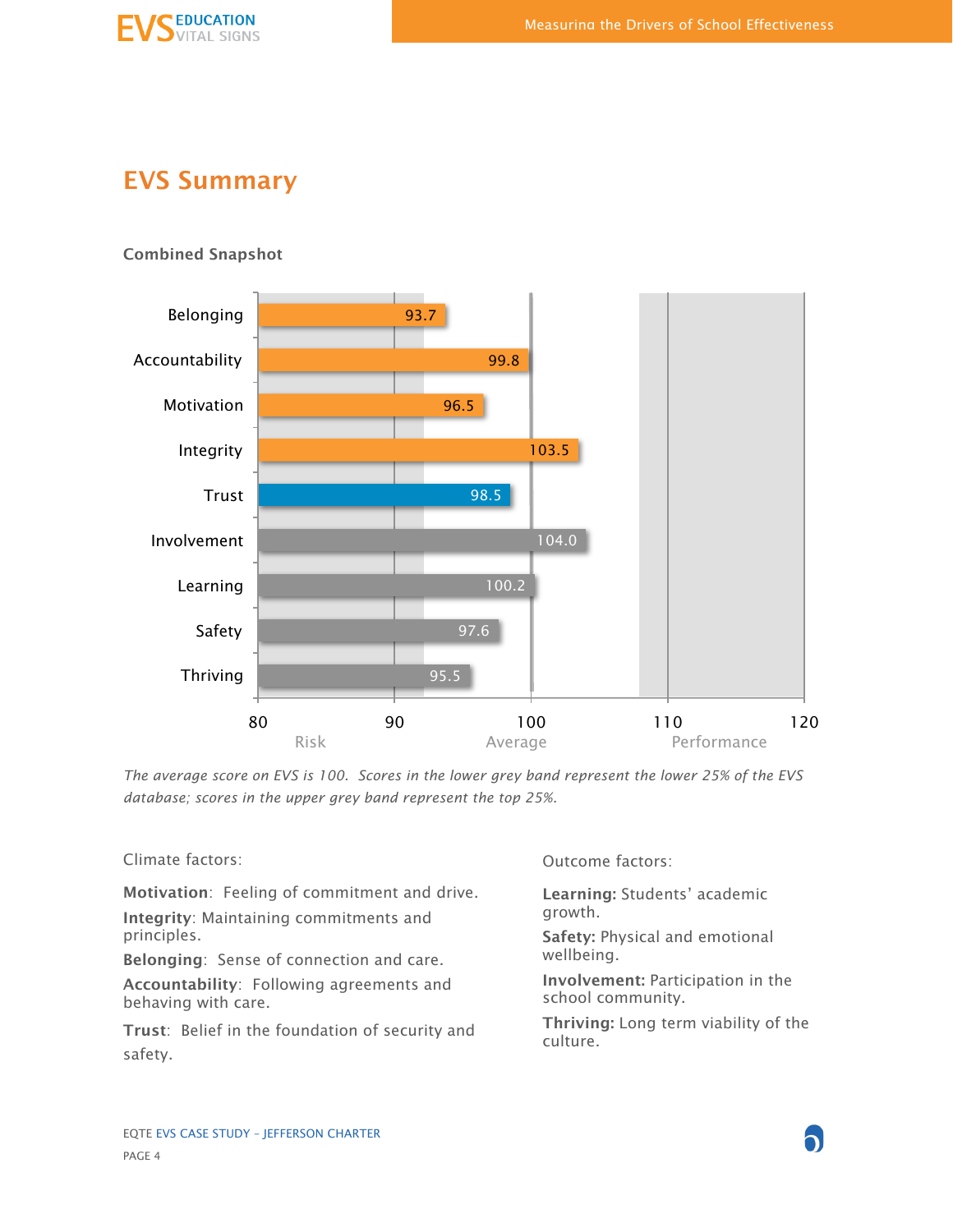## EVS Summary

**Combined Snapshot**

| Factor | Score |
|---|---|
| Belonging | 93.7 |
| Accountability | 99.8 |
| Motivation | 96.5 |
| Integrity | 103.5 |
| Trust | 98.5 |
| Involvement | 104.0 |
| Learning | 100.2 |
| Safety | 97.6 |
| Thriving | 95.5 |

Scale: 80 – 90 Risk; 100 Average; 110 – 120 Performance

*The average score on EVS is 100. Scores in the lower grey band represent the lower 25% of the EVS database; scores in the upper grey band represent the top 25%.*

Climate factors:

**Motivation**: Feeling of commitment and drive.

**Integrity**: Maintaining commitments and principles.

**Belonging**: Sense of connection and care.

**Accountability**: Following agreements and behaving with care.

**Trust**: Belief in the foundation of security and safety.

Outcome factors:

**Learning:** Students' academic growth.

**Safety:** Physical and emotional wellbeing.

**Involvement:** Participation in the school community.

**Thriving:** Long term viability of the culture.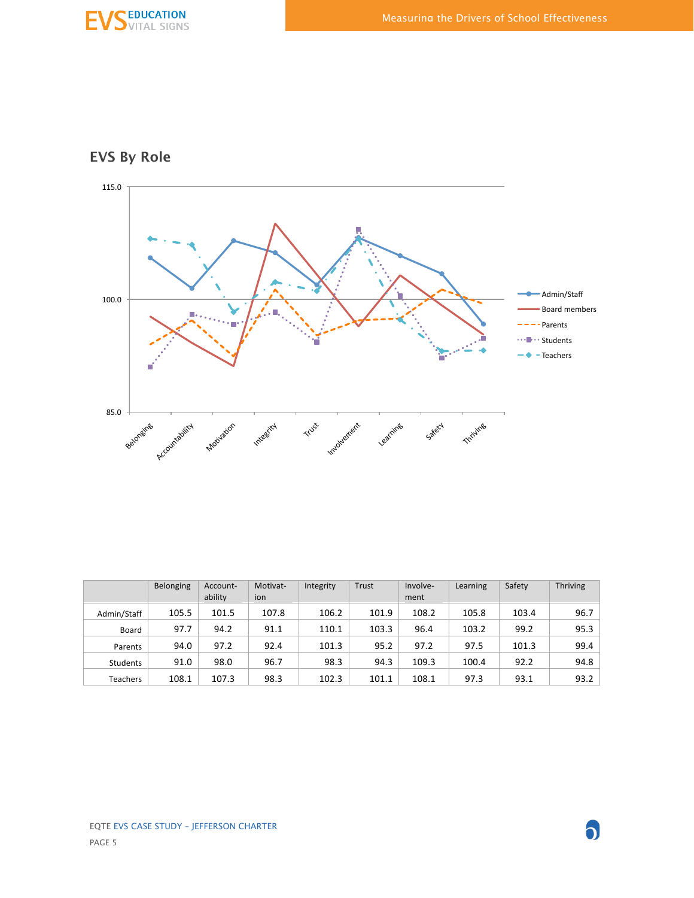## EVS By Role

|  | Belonging | Account-ability | Motivat-ion | Integrity | Trust | Involve-ment | Learning | Safety | Thriving |
|---|---|---|---|---|---|---|---|---|---|
| Admin/Staff | 105.5 | 101.5 | 107.8 | 106.2 | 101.9 | 108.2 | 105.8 | 103.4 | 96.7 |
| Board | 97.7 | 94.2 | 91.1 | 110.1 | 103.3 | 96.4 | 103.2 | 99.2 | 95.3 |
| Parents | 94.0 | 97.2 | 92.4 | 101.3 | 95.2 | 97.2 | 97.5 | 101.3 | 99.4 |
| Students | 91.0 | 98.0 | 96.7 | 98.3 | 94.3 | 109.3 | 100.4 | 92.2 | 94.8 |
| Teachers | 108.1 | 107.3 | 98.3 | 102.3 | 101.1 | 108.1 | 97.3 | 93.1 | 93.2 |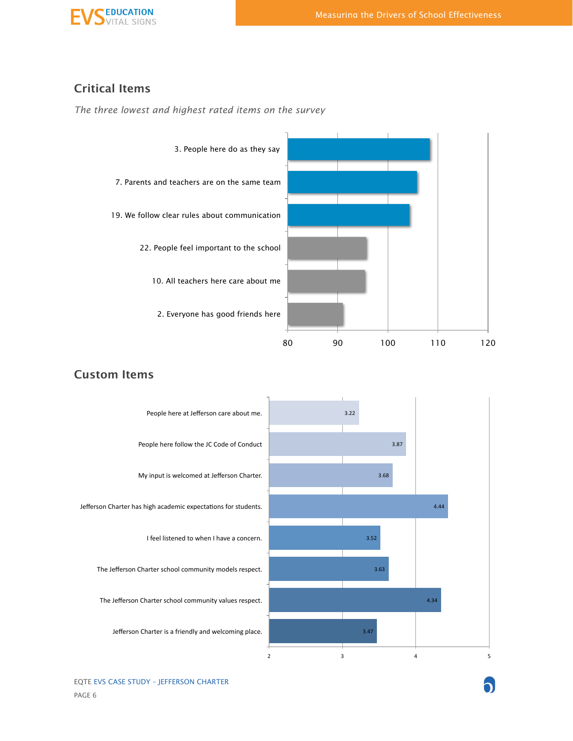## Critical Items

*The three lowest and highest rated items on the survey*

| Item |
|---|
| 3. People here do as they say |
| 7. Parents and teachers are on the same team |
| 19. We follow clear rules about communication |
| 22. People feel important to the school |
| 10. All teachers here care about me |
| 2. Everyone has good friends here |

## Custom Items

| Item | Score |
|---|---|
| People here at Jefferson care about me. | 3.22 |
| People here follow the JC Code of Conduct | 3.87 |
| My input is welcomed at Jefferson Charter. | 3.68 |
| Jefferson Charter has high academic expectations for students. | 4.44 |
| I feel listened to when I have a concern. | 3.52 |
| The Jefferson Charter school community models respect. | 3.63 |
| The Jefferson Charter school community values respect. | 4.34 |
| Jefferson Charter is a friendly and welcoming place. | 3.47 |

EQTE EVS CASE STUDY – JEFFERSON CHARTER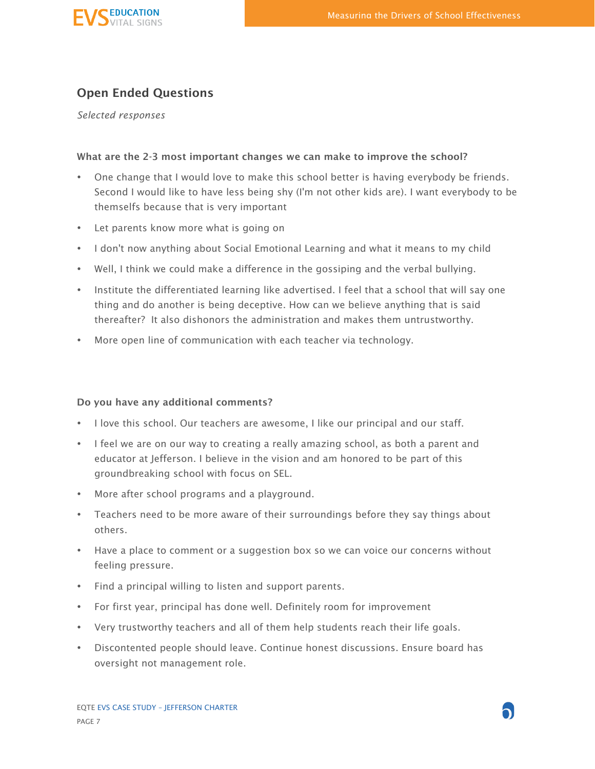## Open Ended Questions

*Selected responses*

**What are the 2-3 most important changes we can make to improve the school?**

- One change that I would love to make this school better is having everybody be friends. Second I would like to have less being shy (I'm not other kids are). I want everybody to be themselfs because that is very important
- Let parents know more what is going on
- I don't now anything about Social Emotional Learning and what it means to my child
- Well, I think we could make a difference in the gossiping and the verbal bullying.
- Institute the differentiated learning like advertised. I feel that a school that will say one thing and do another is being deceptive. How can we believe anything that is said thereafter? It also dishonors the administration and makes them untrustworthy.
- More open line of communication with each teacher via technology.

**Do you have any additional comments?**

- I love this school. Our teachers are awesome, I like our principal and our staff.
- I feel we are on our way to creating a really amazing school, as both a parent and educator at Jefferson. I believe in the vision and am honored to be part of this groundbreaking school with focus on SEL.
- More after school programs and a playground.
- Teachers need to be more aware of their surroundings before they say things about others.
- Have a place to comment or a suggestion box so we can voice our concerns without feeling pressure.
- Find a principal willing to listen and support parents.
- For first year, principal has done well. Definitely room for improvement
- Very trustworthy teachers and all of them help students reach their life goals.
- Discontented people should leave. Continue honest discussions. Ensure board has oversight not management role.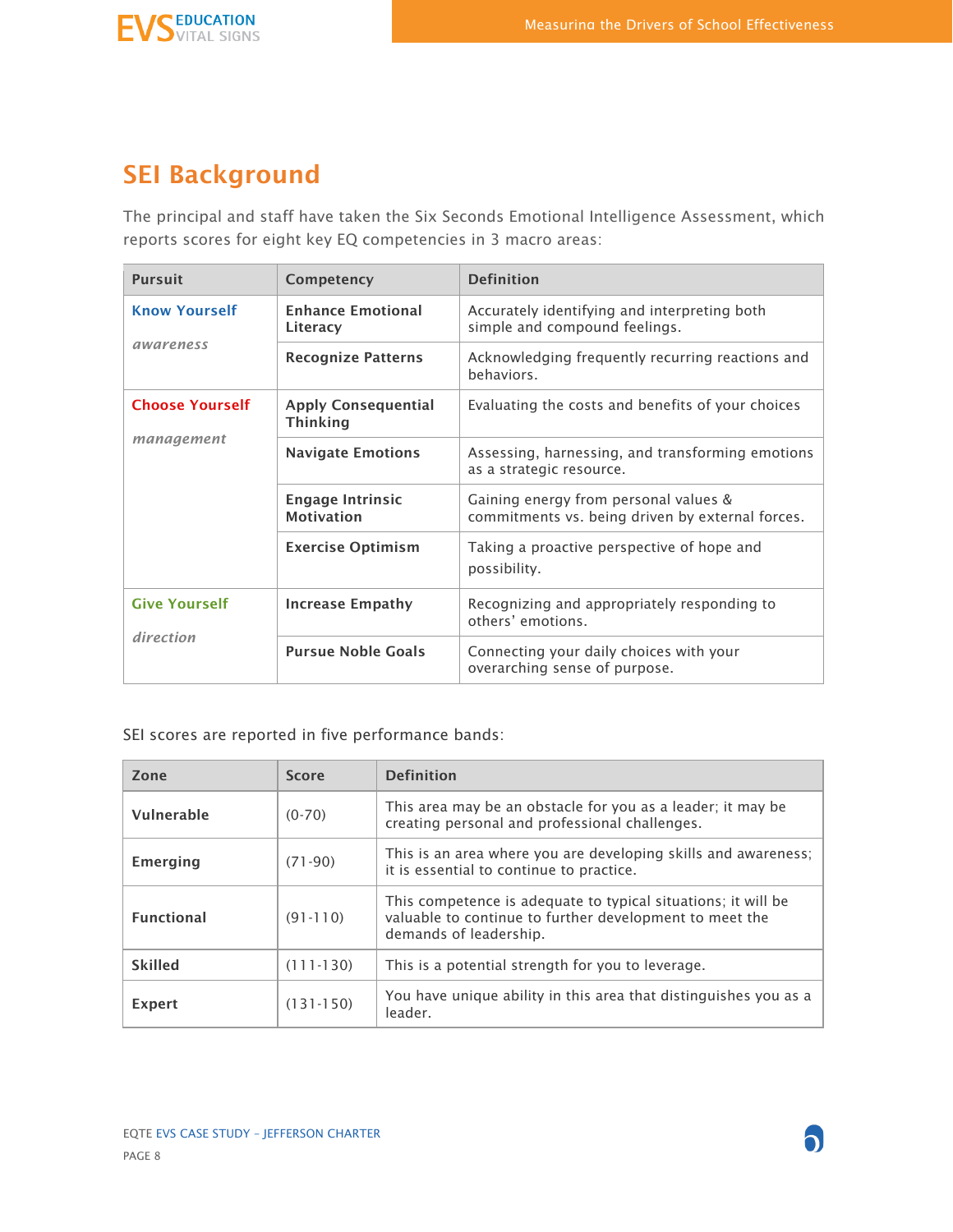## SEI Background

The principal and staff have taken the Six Seconds Emotional Intelligence Assessment, which reports scores for eight key EQ competencies in 3 macro areas:

| Pursuit | Competency | Definition |
|---|---|---|
| **Know Yourself**<br>*awareness* | **Enhance Emotional Literacy** | Accurately identifying and interpreting both simple and compound feelings. |
| | **Recognize Patterns** | Acknowledging frequently recurring reactions and behaviors. |
| **Choose Yourself**<br>*management* | **Apply Consequential Thinking** | Evaluating the costs and benefits of your choices |
| | **Navigate Emotions** | Assessing, harnessing, and transforming emotions as a strategic resource. |
| | **Engage Intrinsic Motivation** | Gaining energy from personal values & commitments vs. being driven by external forces. |
| | **Exercise Optimism** | Taking a proactive perspective of hope and possibility. |
| **Give Yourself**<br>*direction* | **Increase Empathy** | Recognizing and appropriately responding to others' emotions. |
| | **Pursue Noble Goals** | Connecting your daily choices with your overarching sense of purpose. |

SEI scores are reported in five performance bands:

| Zone | Score | Definition |
|---|---|---|
| **Vulnerable** | (0-70) | This area may be an obstacle for you as a leader; it may be creating personal and professional challenges. |
| **Emerging** | (71-90) | This is an area where you are developing skills and awareness; it is essential to continue to practice. |
| **Functional** | (91-110) | This competence is adequate to typical situations; it will be valuable to continue to further development to meet the demands of leadership. |
| **Skilled** | (111-130) | This is a potential strength for you to leverage. |
| **Expert** | (131-150) | You have unique ability in this area that distinguishes you as a leader. |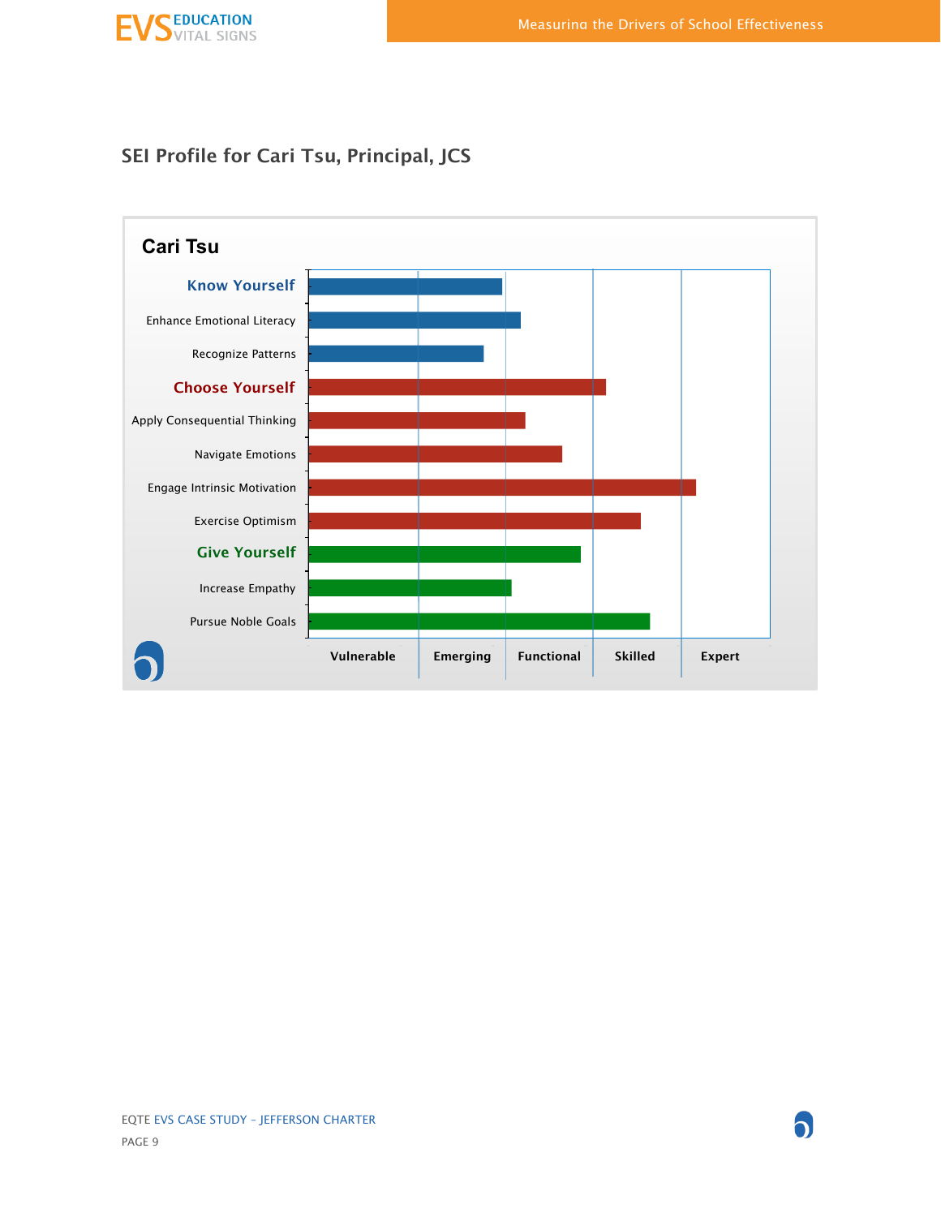## SEI Profile for Cari Tsu, Principal, JCS

**Cari Tsu**

- **Know Yourself**
  - Enhance Emotional Literacy
  - Recognize Patterns
- **Choose Yourself**
  - Apply Consequential Thinking
  - Navigate Emotions
  - Engage Intrinsic Motivation
  - Exercise Optimism
- **Give Yourself**
  - Increase Empathy
  - Pursue Noble Goals

Vulnerable | Emerging | Functional | Skilled | Expert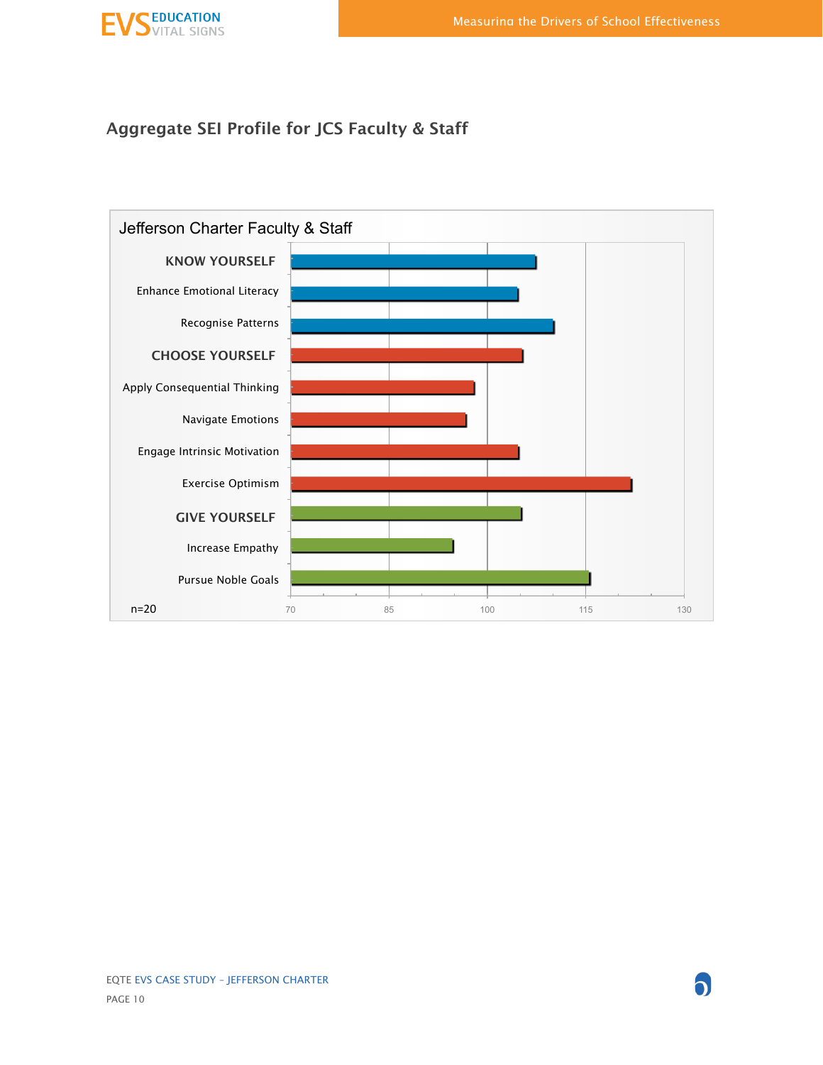## Aggregate SEI Profile for JCS Faculty & Staff

Jefferson Charter Faculty & Staff

KNOW YOURSELF

Enhance Emotional Literacy

Recognise Patterns

CHOOSE YOURSELF

Apply Consequential Thinking

Navigate Emotions

Engage Intrinsic Motivation

Exercise Optimism

GIVE YOURSELF

Increase Empathy

Pursue Noble Goals

n=20

70 85 100 115 130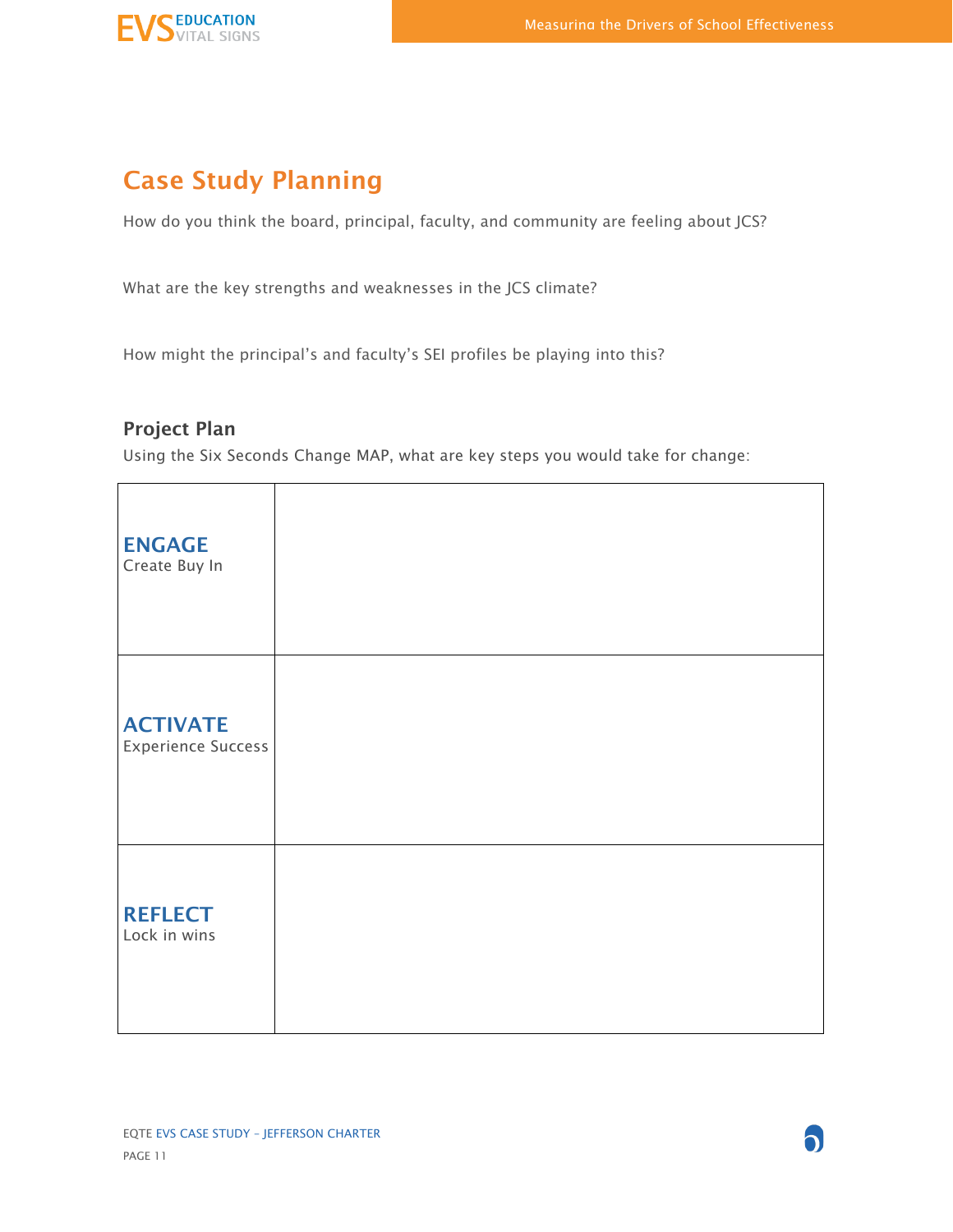# Case Study Planning

How do you think the board, principal, faculty, and community are feeling about JCS?

What are the key strengths and weaknesses in the JCS climate?

How might the principal's and faculty's SEI profiles be playing into this?

## Project Plan

Using the Six Seconds Change MAP, what are key steps you would take for change:

| | |
|---|---|
| **ENGAGE**<br>Create Buy In | |
| **ACTIVATE**<br>Experience Success | |
| **REFLECT**<br>Lock in wins | |